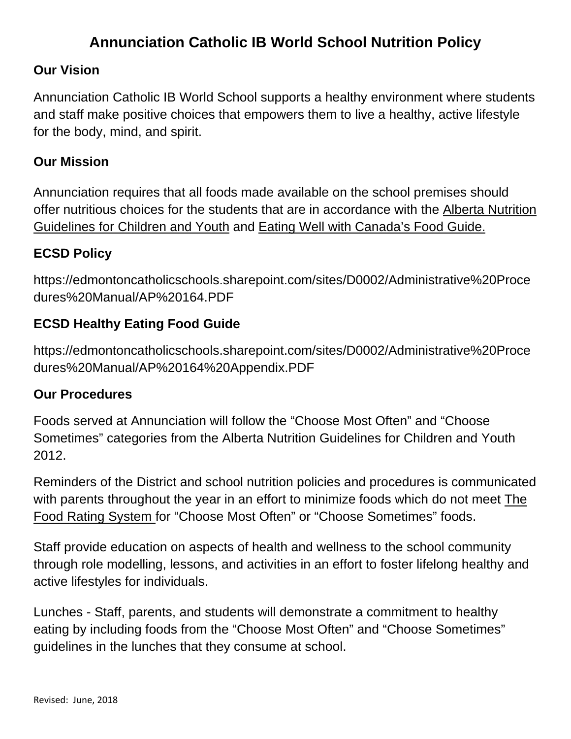# Annunciation Catholic IB World School Nutrition Policy

## Our Vision

Annunciation Catholic IB World School supports a healthy environment where students and staff make positive choices that empowers them to live a healthy, active lifestyle for the body, mind, and spirit.

## Our Mission

Annunciation requires that all foods made available on the school premises should offer nutritious choices for the students that are in accordance with the Alberta Nutrition Guidelines for Children and Youth and Eating Well with Canada's Food Guide.

## ECSD Policy

https://edmontoncatholicschools.sharepoint.com/sites/D0002/Administrative%20Procedures%20Manual/AP%20164.PDF

## ECSD Healthy Eating Food Guide

https://edmontoncatholicschools.sharepoint.com/sites/D0002/Administrative%20Procedures%20Manual/AP%20164%20Appendix.PDF

## Our Procedures

Foods served at Annunciation will follow the "Choose Most Often" and "Choose Sometimes" categories from the Alberta Nutrition Guidelines for Children and Youth 2012.

Reminders of the District and school nutrition policies and procedures is communicated with parents throughout the year in an effort to minimize foods which do not meet The Food Rating System for "Choose Most Often" or "Choose Sometimes" foods.

Staff provide education on aspects of health and wellness to the school community through role modelling, lessons, and activities in an effort to foster lifelong healthy and active lifestyles for individuals.

Lunches - Staff, parents, and students will demonstrate a commitment to healthy eating by including foods from the "Choose Most Often" and "Choose Sometimes" guidelines in the lunches that they consume at school.

Revised: June, 2018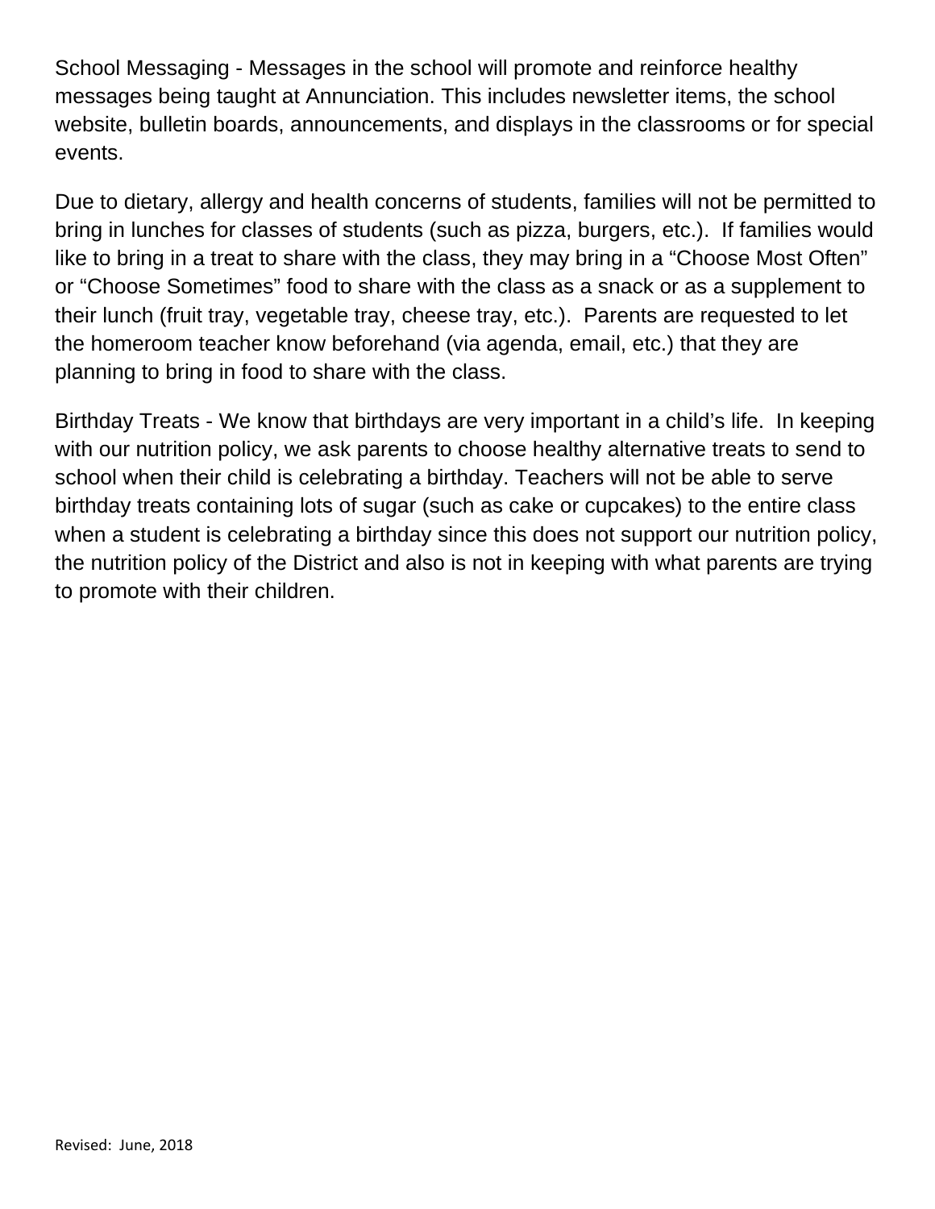School Messaging - Messages in the school will promote and reinforce healthy messages being taught at Annunciation. This includes newsletter items, the school website, bulletin boards, announcements, and displays in the classrooms or for special events.

Due to dietary, allergy and health concerns of students, families will not be permitted to bring in lunches for classes of students (such as pizza, burgers, etc.). If families would like to bring in a treat to share with the class, they may bring in a “Choose Most Often” or “Choose Sometimes” food to share with the class as a snack or as a supplement to their lunch (fruit tray, vegetable tray, cheese tray, etc.). Parents are requested to let the homeroom teacher know beforehand (via agenda, email, etc.) that they are planning to bring in food to share with the class.

Birthday Treats - We know that birthdays are very important in a child’s life. In keeping with our nutrition policy, we ask parents to choose healthy alternative treats to send to school when their child is celebrating a birthday. Teachers will not be able to serve birthday treats containing lots of sugar (such as cake or cupcakes) to the entire class when a student is celebrating a birthday since this does not support our nutrition policy, the nutrition policy of the District and also is not in keeping with what parents are trying to promote with their children.

Revised: June, 2018